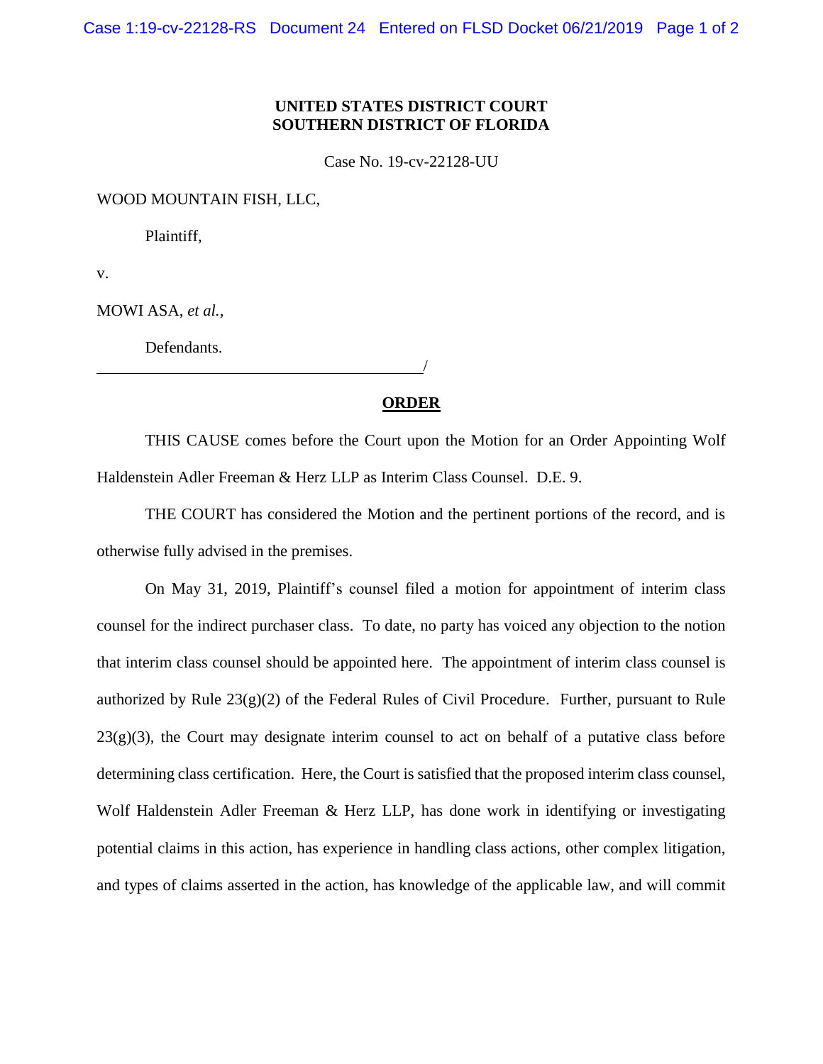**UNITED STATES DISTRICT COURT**
**SOUTHERN DISTRICT OF FLORIDA**

Case No. 19-cv-22128-UU

WOOD MOUNTAIN FISH, LLC,

Plaintiff,

v.

MOWI ASA, *et al.*,

Defendants.

_______________________________________/

**ORDER**

THIS CAUSE comes before the Court upon the Motion for an Order Appointing Wolf Haldenstein Adler Freeman & Herz LLP as Interim Class Counsel. D.E. 9.

THE COURT has considered the Motion and the pertinent portions of the record, and is otherwise fully advised in the premises.

On May 31, 2019, Plaintiff's counsel filed a motion for appointment of interim class counsel for the indirect purchaser class. To date, no party has voiced any objection to the notion that interim class counsel should be appointed here. The appointment of interim class counsel is authorized by Rule 23(g)(2) of the Federal Rules of Civil Procedure. Further, pursuant to Rule 23(g)(3), the Court may designate interim counsel to act on behalf of a putative class before determining class certification. Here, the Court is satisfied that the proposed interim class counsel, Wolf Haldenstein Adler Freeman & Herz LLP, has done work in identifying or investigating potential claims in this action, has experience in handling class actions, other complex litigation, and types of claims asserted in the action, has knowledge of the applicable law, and will commit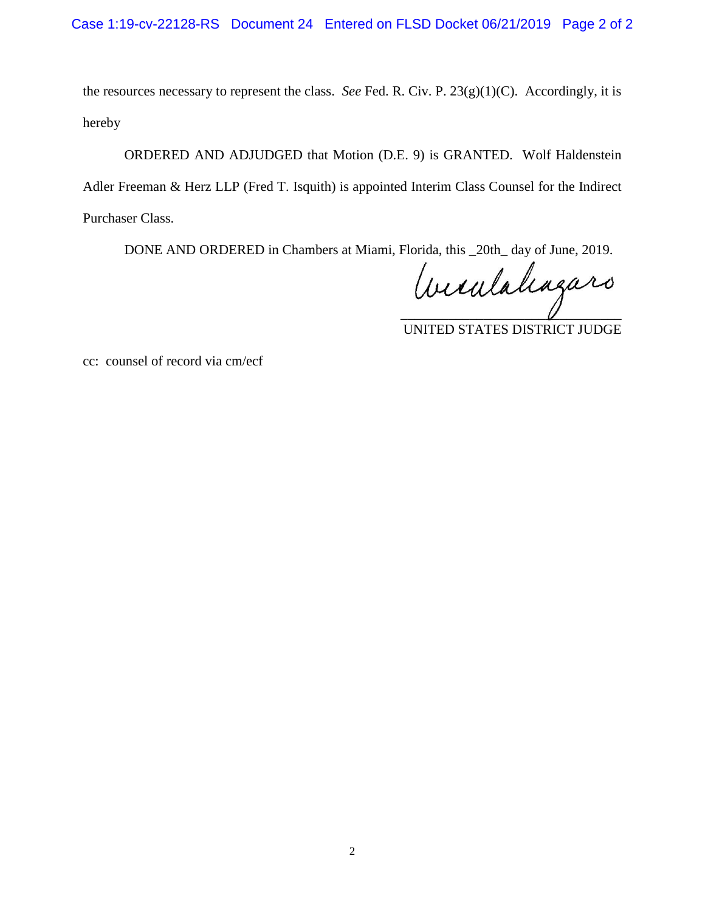the resources necessary to represent the class. *See* Fed. R. Civ. P. 23(g)(1)(C). Accordingly, it is hereby

ORDERED AND ADJUDGED that Motion (D.E. 9) is GRANTED. Wolf Haldenstein Adler Freeman & Herz LLP (Fred T. Isquith) is appointed Interim Class Counsel for the Indirect Purchaser Class.

DONE AND ORDERED in Chambers at Miami, Florida, this _20th_ day of June, 2019.

UNITED STATES DISTRICT JUDGE

cc: counsel of record via cm/ecf